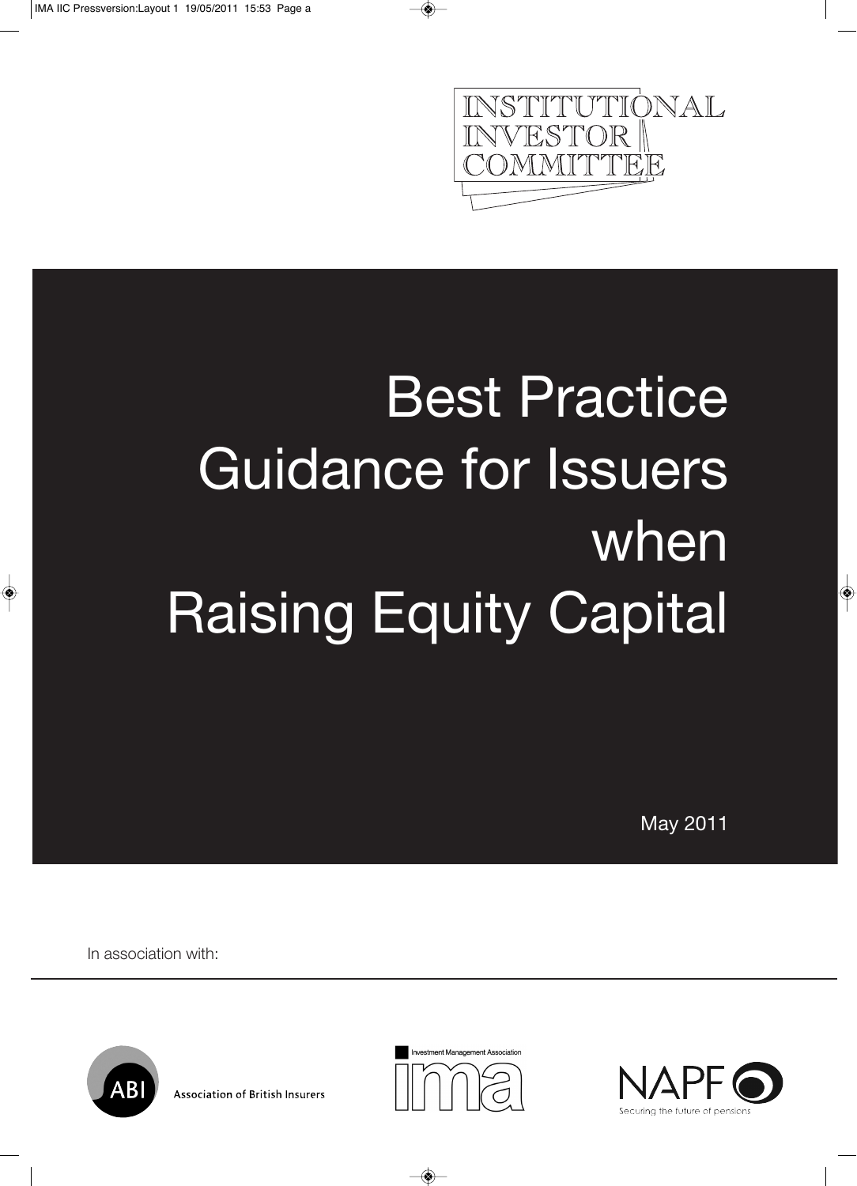INSTITUTIONAL INVESTOR COMMITTEE

# Best Practice Guidance for Issuers when Raising Equity Capital

May 2011

In association with:

Association of British Insurers

Investment Management Association

NAPF Securing the future of pensions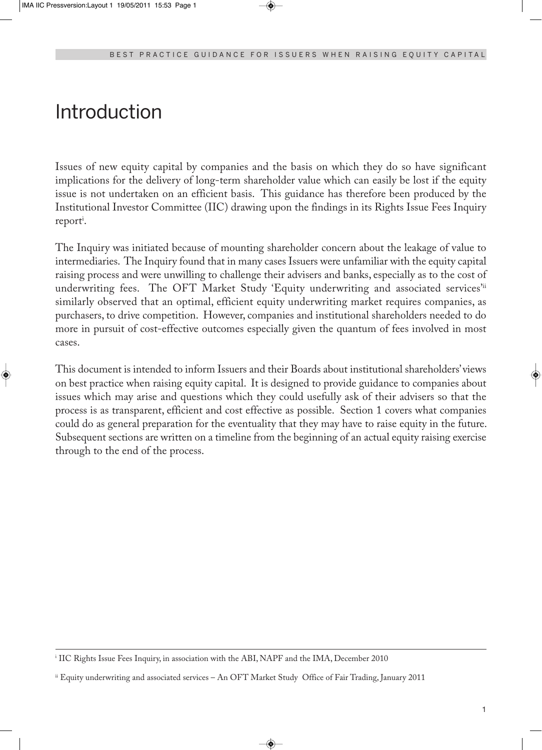# Introduction

Issues of new equity capital by companies and the basis on which they do so have significant implications for the delivery of long-term shareholder value which can easily be lost if the equity issue is not undertaken on an efficient basis. This guidance has therefore been produced by the Institutional Investor Committee (IIC) drawing upon the findings in its Rights Issue Fees Inquiry report[i].

The Inquiry was initiated because of mounting shareholder concern about the leakage of value to intermediaries. The Inquiry found that in many cases Issuers were unfamiliar with the equity capital raising process and were unwilling to challenge their advisers and banks, especially as to the cost of underwriting fees. The OFT Market Study 'Equity underwriting and associated services'[ii] similarly observed that an optimal, efficient equity underwriting market requires companies, as purchasers, to drive competition. However, companies and institutional shareholders needed to do more in pursuit of cost-effective outcomes especially given the quantum of fees involved in most cases.

This document is intended to inform Issuers and their Boards about institutional shareholders' views on best practice when raising equity capital. It is designed to provide guidance to companies about issues which may arise and questions which they could usefully ask of their advisers so that the process is as transparent, efficient and cost effective as possible. Section 1 covers what companies could do as general preparation for the eventuality that they may have to raise equity in the future. Subsequent sections are written on a timeline from the beginning of an actual equity raising exercise through to the end of the process.

---

[i] IIC Rights Issue Fees Inquiry, in association with the ABI, NAPF and the IMA, December 2010

[ii] Equity underwriting and associated services – An OFT Market Study Office of Fair Trading, January 2011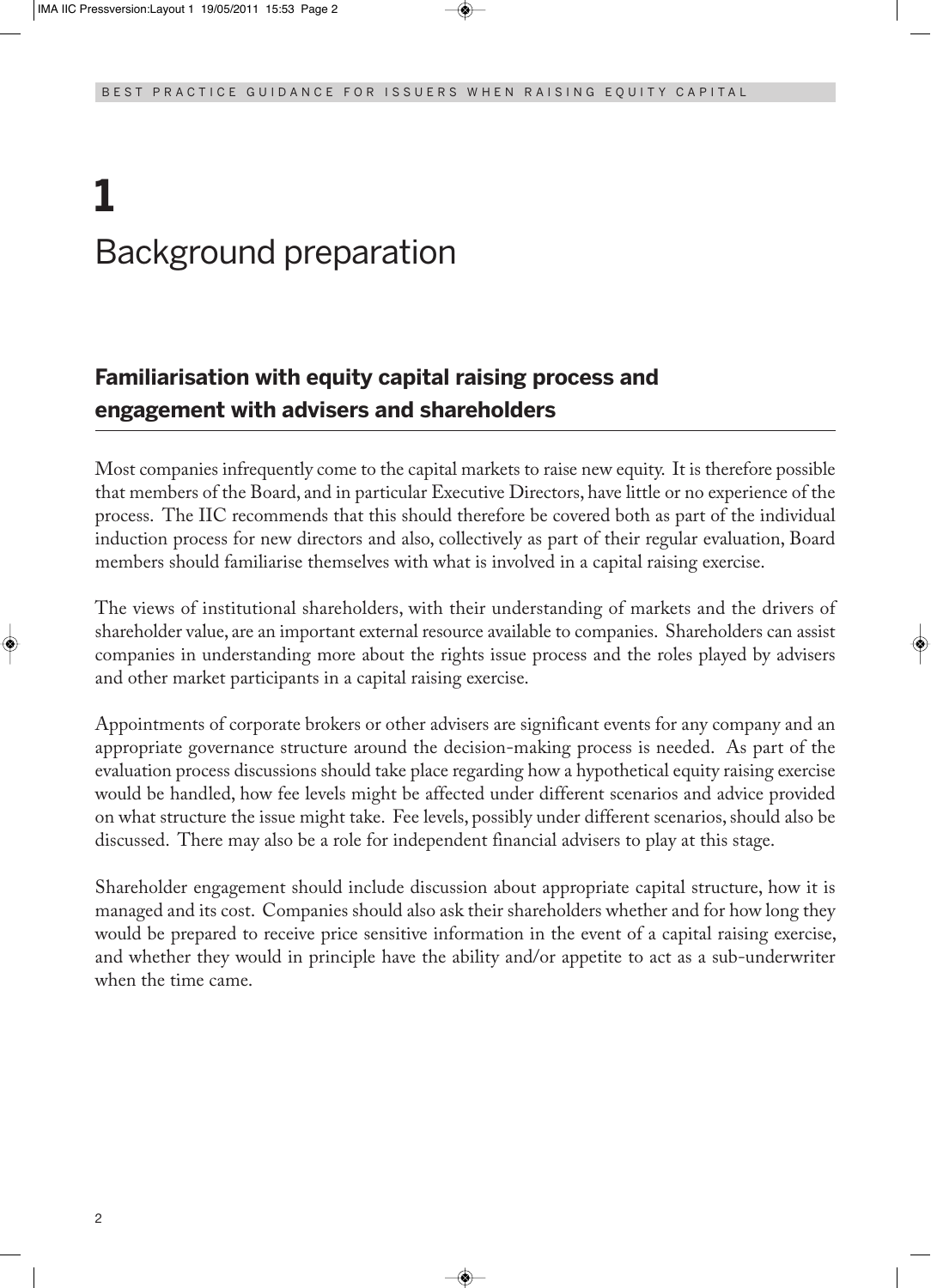# 1
# Background preparation

## Familiarisation with equity capital raising process and engagement with advisers and shareholders

Most companies infrequently come to the capital markets to raise new equity. It is therefore possible that members of the Board, and in particular Executive Directors, have little or no experience of the process. The IIC recommends that this should therefore be covered both as part of the individual induction process for new directors and also, collectively as part of their regular evaluation, Board members should familiarise themselves with what is involved in a capital raising exercise.

The views of institutional shareholders, with their understanding of markets and the drivers of shareholder value, are an important external resource available to companies. Shareholders can assist companies in understanding more about the rights issue process and the roles played by advisers and other market participants in a capital raising exercise.

Appointments of corporate brokers or other advisers are significant events for any company and an appropriate governance structure around the decision-making process is needed. As part of the evaluation process discussions should take place regarding how a hypothetical equity raising exercise would be handled, how fee levels might be affected under different scenarios and advice provided on what structure the issue might take. Fee levels, possibly under different scenarios, should also be discussed. There may also be a role for independent financial advisers to play at this stage.

Shareholder engagement should include discussion about appropriate capital structure, how it is managed and its cost. Companies should also ask their shareholders whether and for how long they would be prepared to receive price sensitive information in the event of a capital raising exercise, and whether they would in principle have the ability and/or appetite to act as a sub-underwriter when the time came.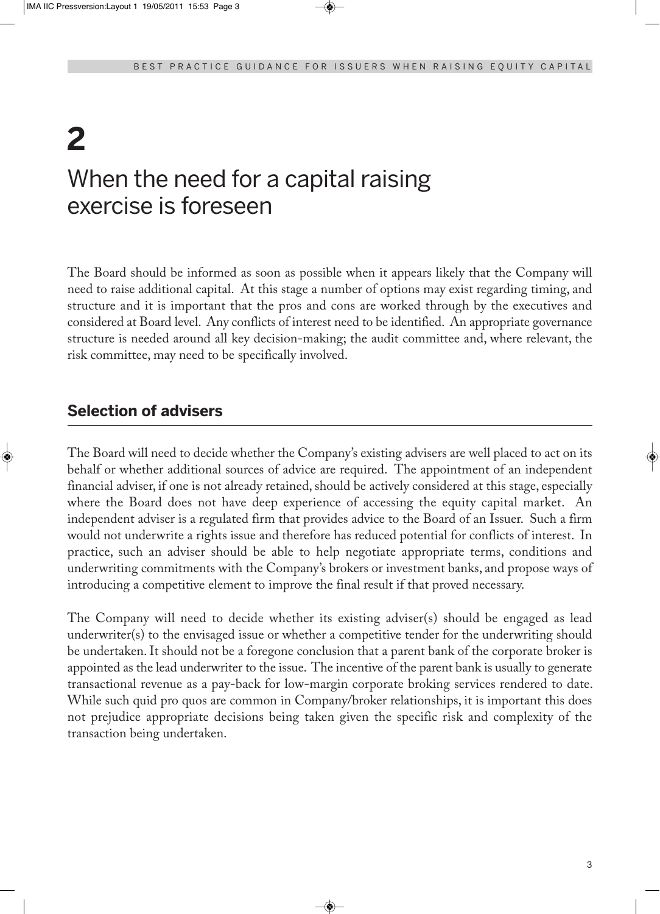# 2

# When the need for a capital raising exercise is foreseen

The Board should be informed as soon as possible when it appears likely that the Company will need to raise additional capital. At this stage a number of options may exist regarding timing, and structure and it is important that the pros and cons are worked through by the executives and considered at Board level. Any conflicts of interest need to be identified. An appropriate governance structure is needed around all key decision-making; the audit committee and, where relevant, the risk committee, may need to be specifically involved.

## Selection of advisers

The Board will need to decide whether the Company's existing advisers are well placed to act on its behalf or whether additional sources of advice are required. The appointment of an independent financial adviser, if one is not already retained, should be actively considered at this stage, especially where the Board does not have deep experience of accessing the equity capital market. An independent adviser is a regulated firm that provides advice to the Board of an Issuer. Such a firm would not underwrite a rights issue and therefore has reduced potential for conflicts of interest. In practice, such an adviser should be able to help negotiate appropriate terms, conditions and underwriting commitments with the Company's brokers or investment banks, and propose ways of introducing a competitive element to improve the final result if that proved necessary.

The Company will need to decide whether its existing adviser(s) should be engaged as lead underwriter(s) to the envisaged issue or whether a competitive tender for the underwriting should be undertaken. It should not be a foregone conclusion that a parent bank of the corporate broker is appointed as the lead underwriter to the issue. The incentive of the parent bank is usually to generate transactional revenue as a pay-back for low-margin corporate broking services rendered to date. While such quid pro quos are common in Company/broker relationships, it is important this does not prejudice appropriate decisions being taken given the specific risk and complexity of the transaction being undertaken.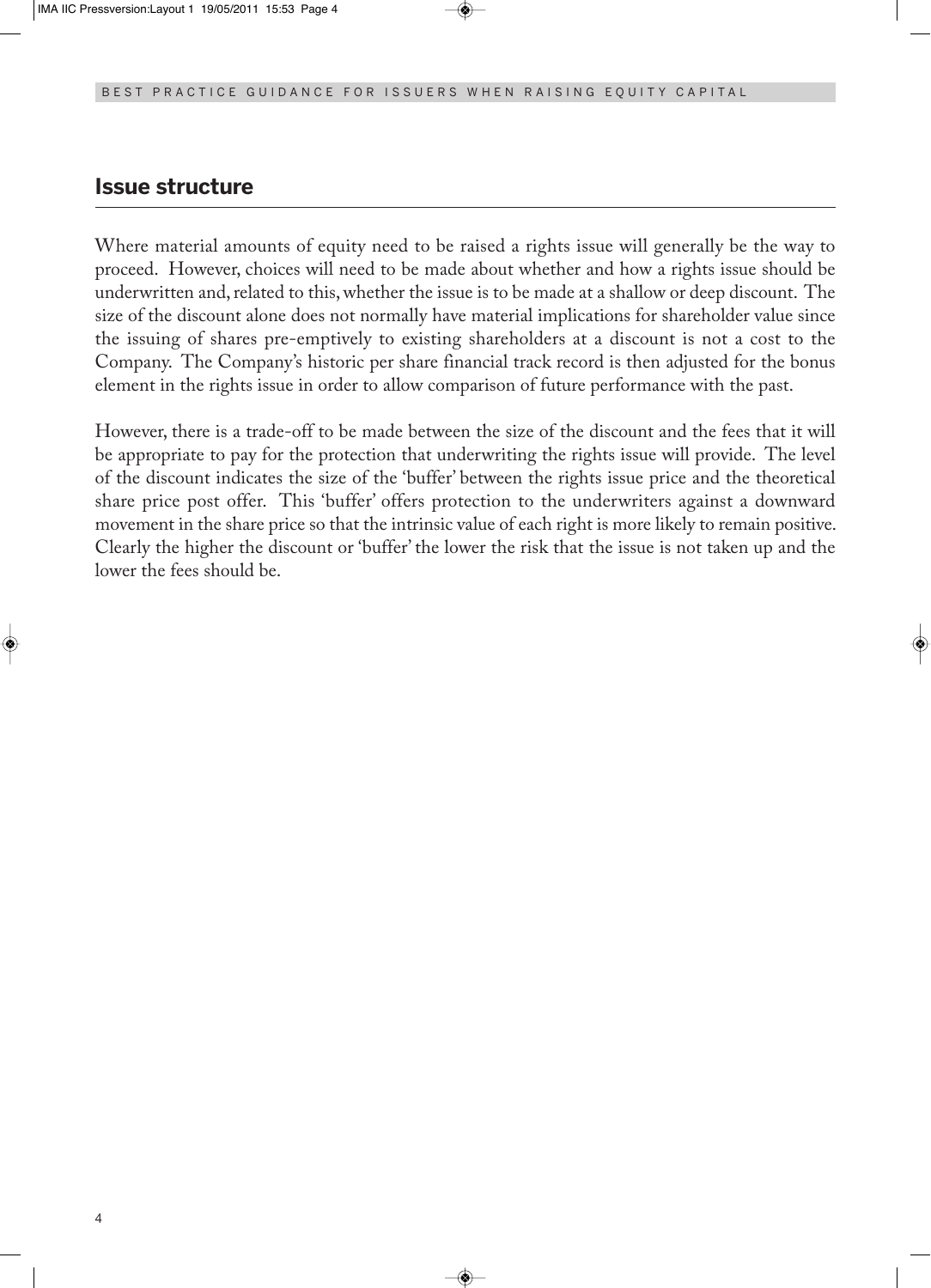## Issue structure

Where material amounts of equity need to be raised a rights issue will generally be the way to proceed. However, choices will need to be made about whether and how a rights issue should be underwritten and, related to this, whether the issue is to be made at a shallow or deep discount. The size of the discount alone does not normally have material implications for shareholder value since the issuing of shares pre-emptively to existing shareholders at a discount is not a cost to the Company. The Company's historic per share financial track record is then adjusted for the bonus element in the rights issue in order to allow comparison of future performance with the past.

However, there is a trade-off to be made between the size of the discount and the fees that it will be appropriate to pay for the protection that underwriting the rights issue will provide. The level of the discount indicates the size of the 'buffer' between the rights issue price and the theoretical share price post offer. This 'buffer' offers protection to the underwriters against a downward movement in the share price so that the intrinsic value of each right is more likely to remain positive. Clearly the higher the discount or 'buffer' the lower the risk that the issue is not taken up and the lower the fees should be.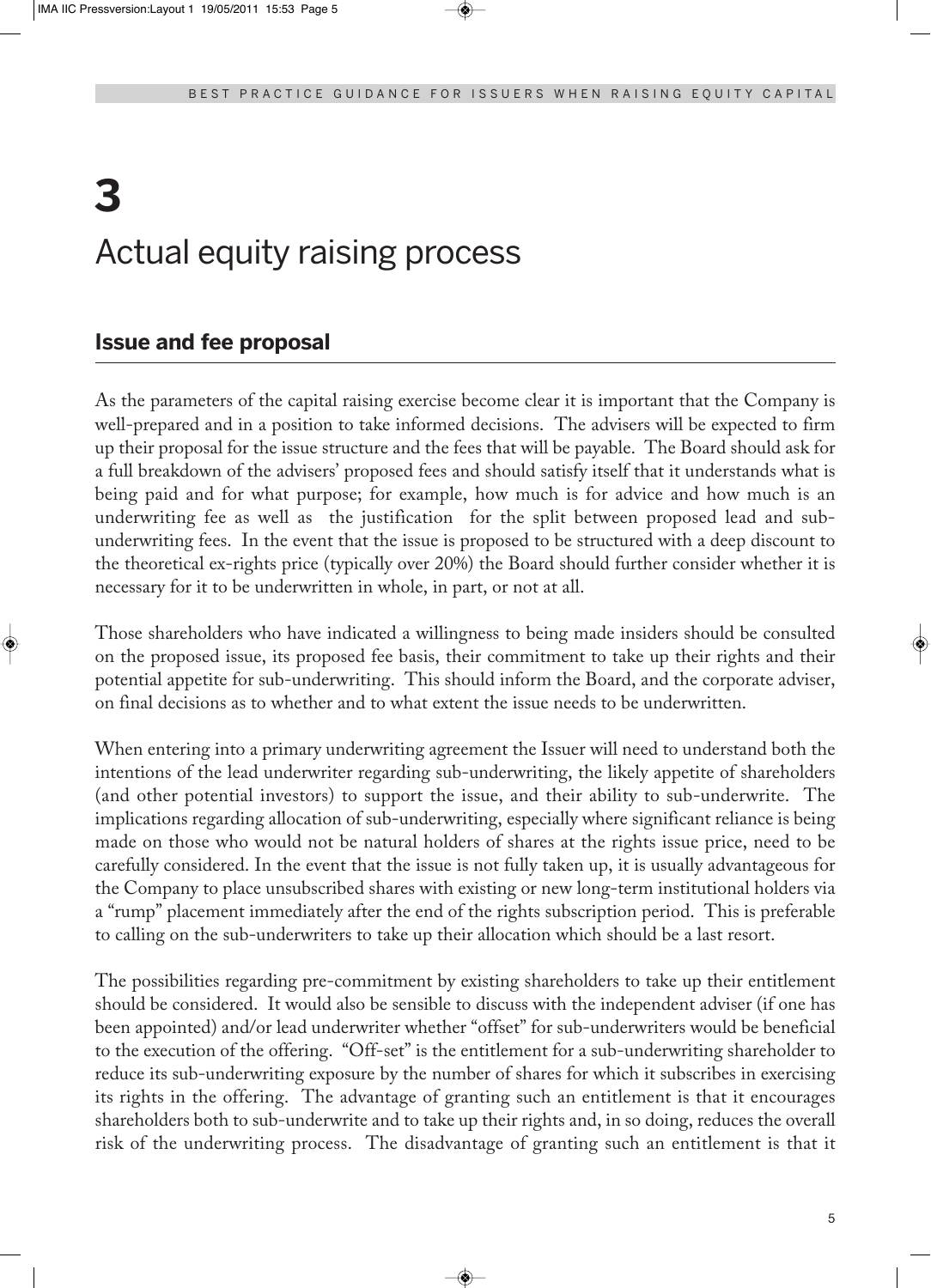# 3

# Actual equity raising process

## Issue and fee proposal

As the parameters of the capital raising exercise become clear it is important that the Company is well-prepared and in a position to take informed decisions. The advisers will be expected to firm up their proposal for the issue structure and the fees that will be payable. The Board should ask for a full breakdown of the advisers' proposed fees and should satisfy itself that it understands what is being paid and for what purpose; for example, how much is for advice and how much is an underwriting fee as well as the justification for the split between proposed lead and sub-underwriting fees. In the event that the issue is proposed to be structured with a deep discount to the theoretical ex-rights price (typically over 20%) the Board should further consider whether it is necessary for it to be underwritten in whole, in part, or not at all.

Those shareholders who have indicated a willingness to being made insiders should be consulted on the proposed issue, its proposed fee basis, their commitment to take up their rights and their potential appetite for sub-underwriting. This should inform the Board, and the corporate adviser, on final decisions as to whether and to what extent the issue needs to be underwritten.

When entering into a primary underwriting agreement the Issuer will need to understand both the intentions of the lead underwriter regarding sub-underwriting, the likely appetite of shareholders (and other potential investors) to support the issue, and their ability to sub-underwrite. The implications regarding allocation of sub-underwriting, especially where significant reliance is being made on those who would not be natural holders of shares at the rights issue price, need to be carefully considered. In the event that the issue is not fully taken up, it is usually advantageous for the Company to place unsubscribed shares with existing or new long-term institutional holders via a "rump" placement immediately after the end of the rights subscription period. This is preferable to calling on the sub-underwriters to take up their allocation which should be a last resort.

The possibilities regarding pre-commitment by existing shareholders to take up their entitlement should be considered. It would also be sensible to discuss with the independent adviser (if one has been appointed) and/or lead underwriter whether "offset" for sub-underwriters would be beneficial to the execution of the offering. "Off-set" is the entitlement for a sub-underwriting shareholder to reduce its sub-underwriting exposure by the number of shares for which it subscribes in exercising its rights in the offering. The advantage of granting such an entitlement is that it encourages shareholders both to sub-underwrite and to take up their rights and, in so doing, reduces the overall risk of the underwriting process. The disadvantage of granting such an entitlement is that it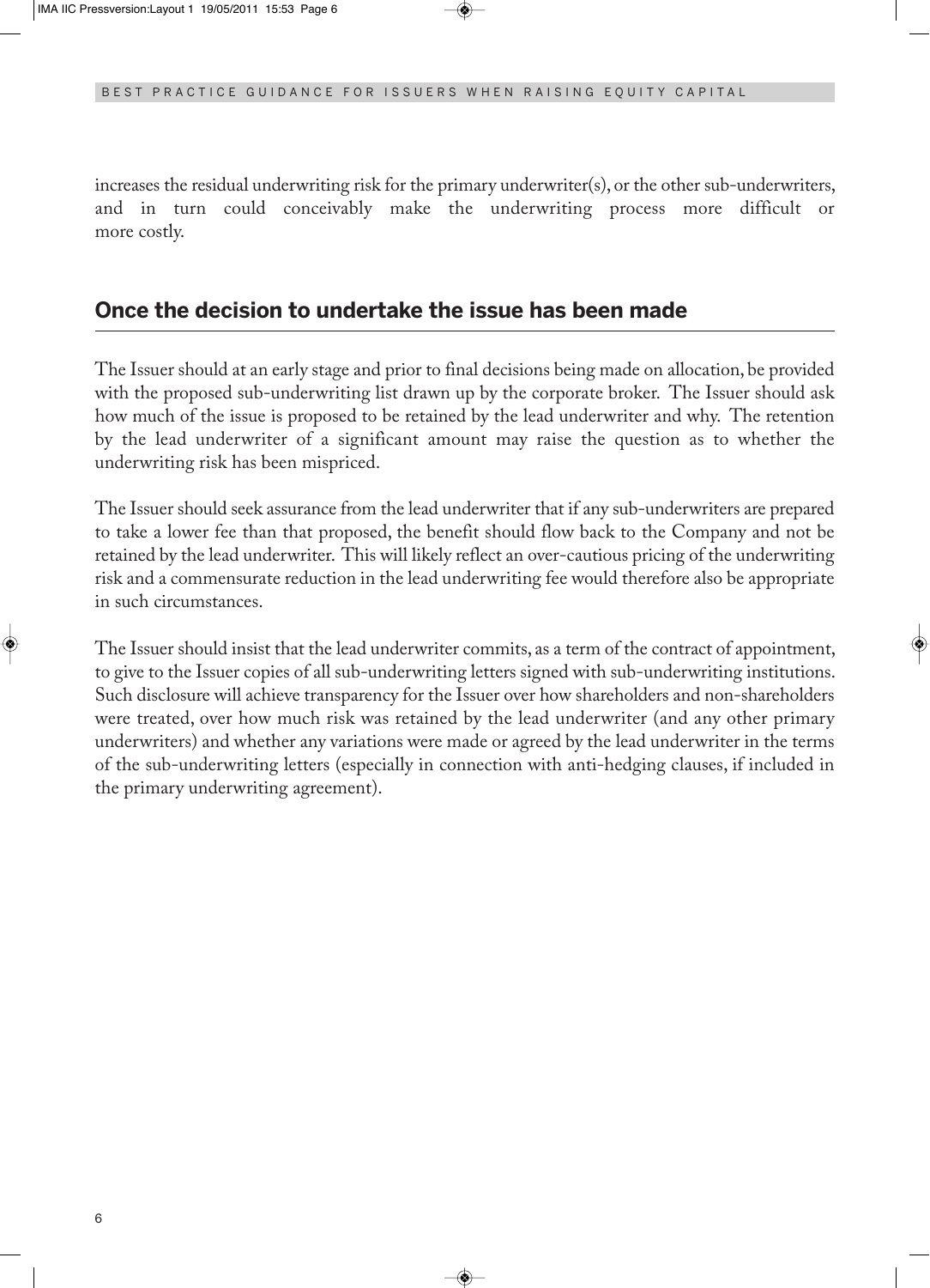increases the residual underwriting risk for the primary underwriter(s), or the other sub-underwriters, and in turn could conceivably make the underwriting process more difficult or more costly.

## Once the decision to undertake the issue has been made

The Issuer should at an early stage and prior to final decisions being made on allocation, be provided with the proposed sub-underwriting list drawn up by the corporate broker. The Issuer should ask how much of the issue is proposed to be retained by the lead underwriter and why. The retention by the lead underwriter of a significant amount may raise the question as to whether the underwriting risk has been mispriced.

The Issuer should seek assurance from the lead underwriter that if any sub-underwriters are prepared to take a lower fee than that proposed, the benefit should flow back to the Company and not be retained by the lead underwriter. This will likely reflect an over-cautious pricing of the underwriting risk and a commensurate reduction in the lead underwriting fee would therefore also be appropriate in such circumstances.

The Issuer should insist that the lead underwriter commits, as a term of the contract of appointment, to give to the Issuer copies of all sub-underwriting letters signed with sub-underwriting institutions. Such disclosure will achieve transparency for the Issuer over how shareholders and non-shareholders were treated, over how much risk was retained by the lead underwriter (and any other primary underwriters) and whether any variations were made or agreed by the lead underwriter in the terms of the sub-underwriting letters (especially in connection with anti-hedging clauses, if included in the primary underwriting agreement).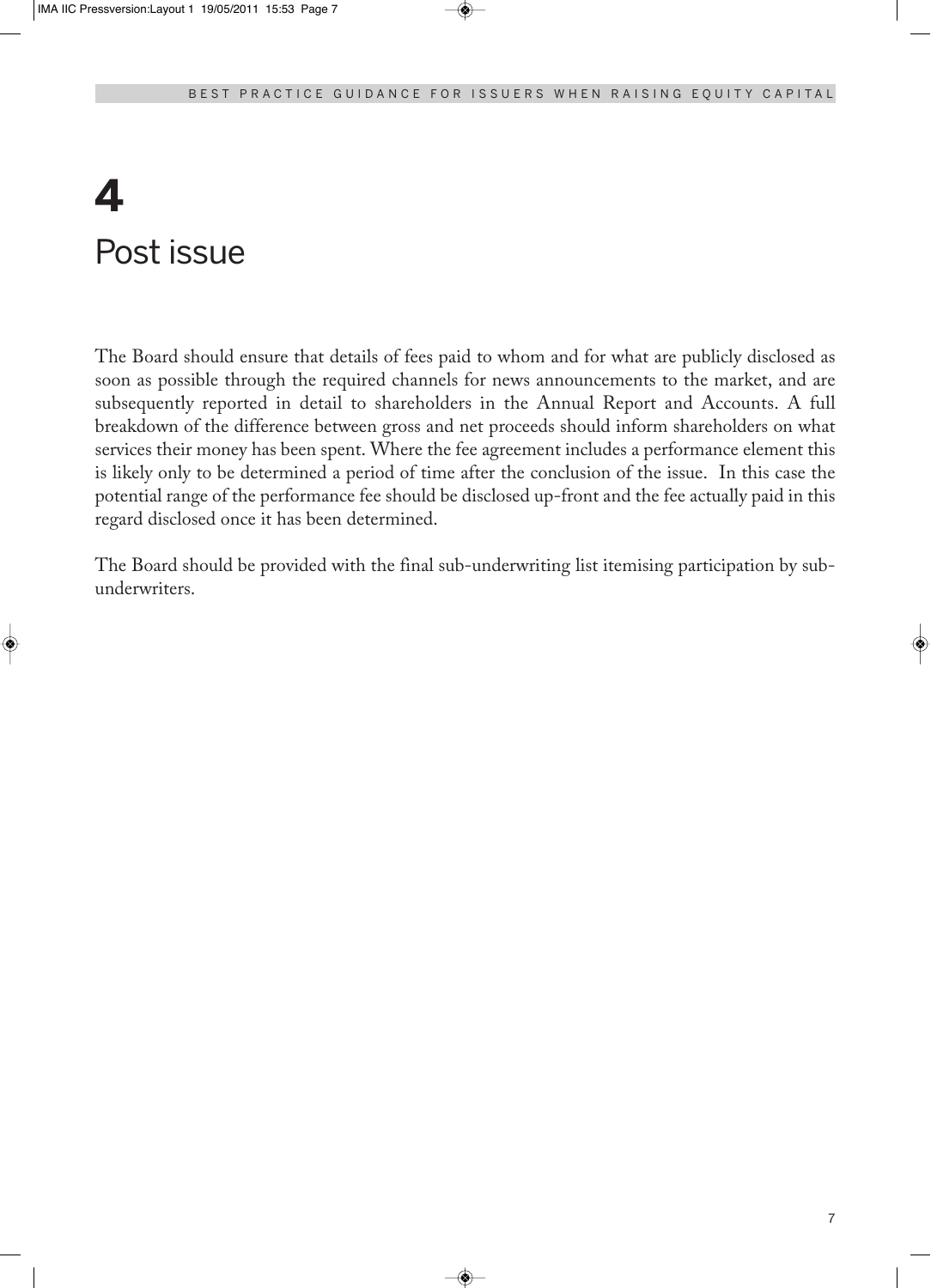# 4 Post issue

The Board should ensure that details of fees paid to whom and for what are publicly disclosed as soon as possible through the required channels for news announcements to the market, and are subsequently reported in detail to shareholders in the Annual Report and Accounts. A full breakdown of the difference between gross and net proceeds should inform shareholders on what services their money has been spent. Where the fee agreement includes a performance element this is likely only to be determined a period of time after the conclusion of the issue. In this case the potential range of the performance fee should be disclosed up-front and the fee actually paid in this regard disclosed once it has been determined.

The Board should be provided with the final sub-underwriting list itemising participation by sub-underwriters.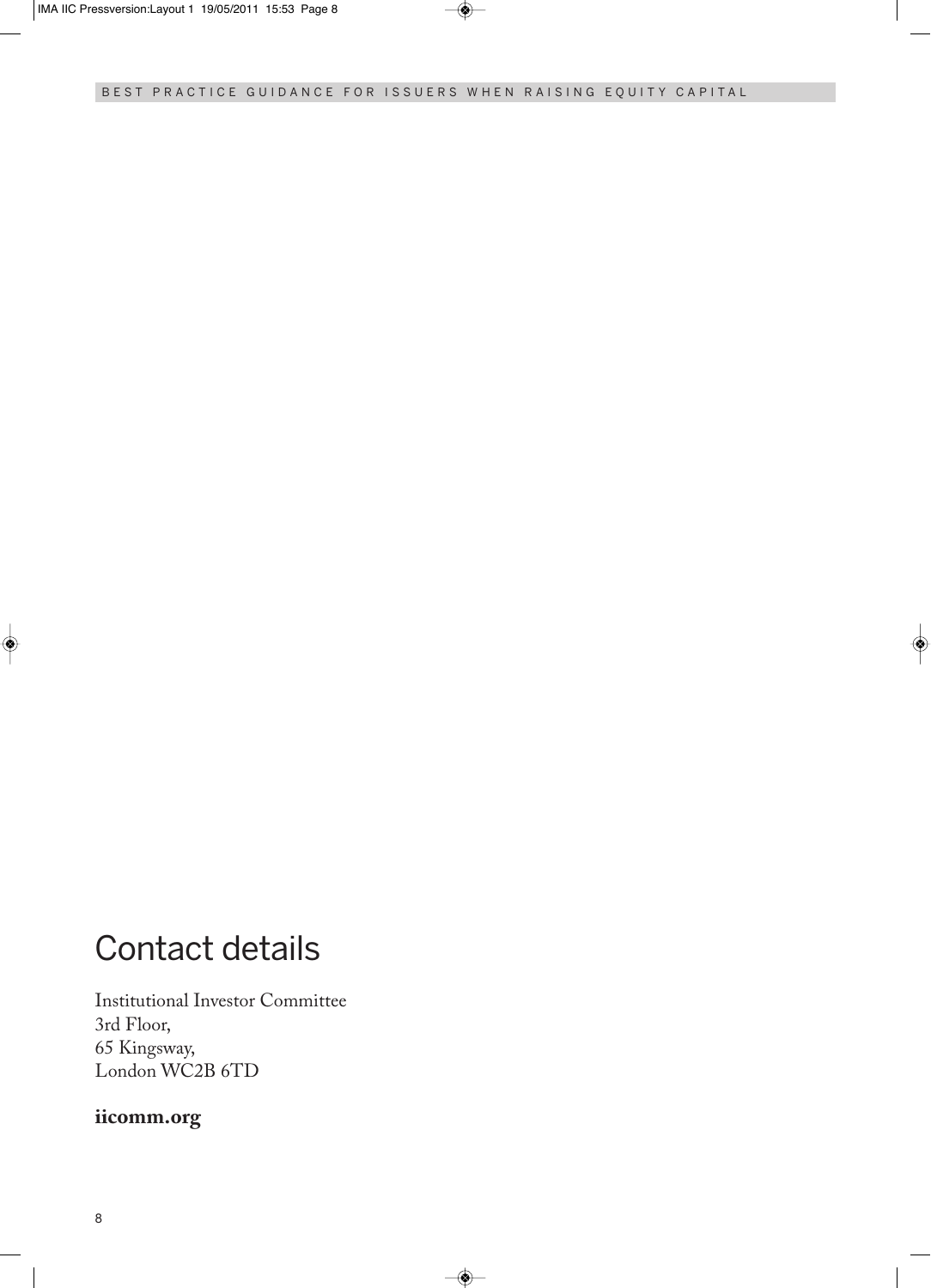## Contact details

Institutional Investor Committee
3rd Floor,
65 Kingsway,
London WC2B 6TD

**iicomm.org**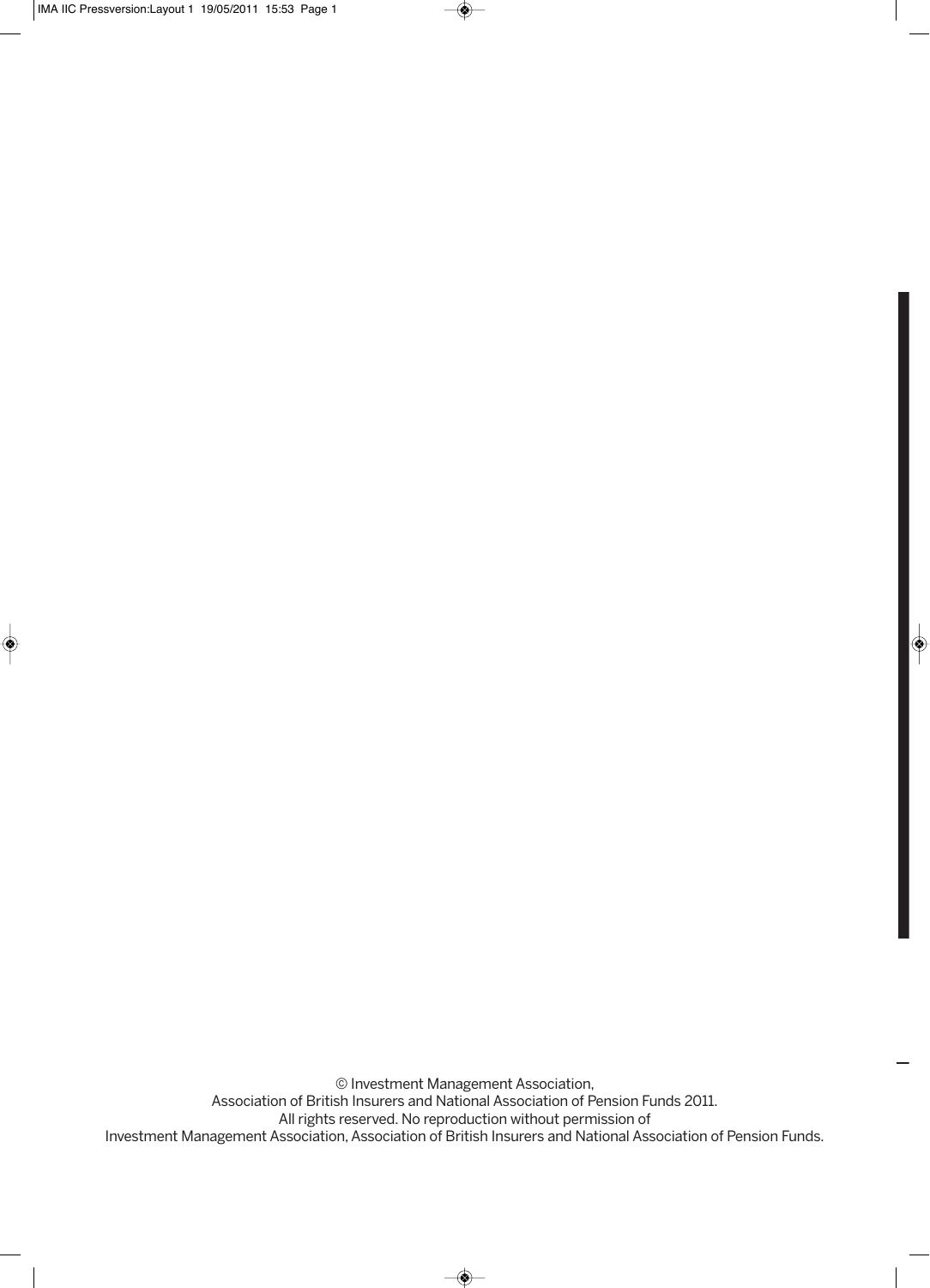© Investment Management Association,
Association of British Insurers and National Association of Pension Funds 2011.
All rights reserved. No reproduction without permission of
Investment Management Association, Association of British Insurers and National Association of Pension Funds.